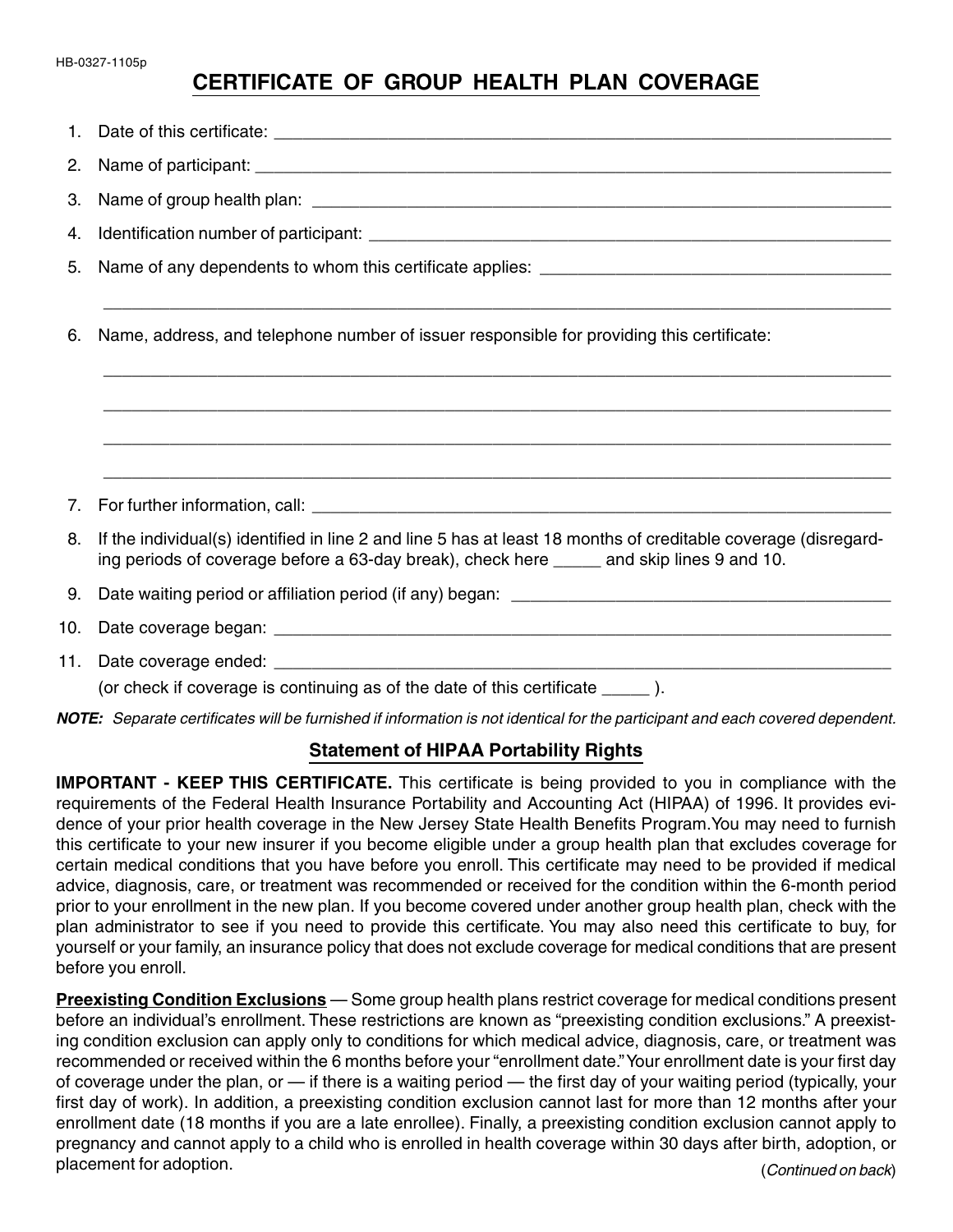HB-0327-1105p

# CERTIFICATE OF GROUP HEALTH PLAN COVERAGE

1. Date of this certificate: ______________________________________________
2. Name of participant: ______________________________________________
3. Name of group health plan: ______________________________________________
4. Identification number of participant: ______________________________________________
5. Name of any dependents to whom this certificate applies: ______________________________________________

   ______________________________________________
6. Name, address, and telephone number of issuer responsible for providing this certificate:

   ______________________________________________

   ______________________________________________

   ______________________________________________

   ______________________________________________
7. For further information, call: ______________________________________________
8. If the individual(s) identified in line 2 and line 5 has at least 18 months of creditable coverage (disregarding periods of coverage before a 63-day break), check here _____ and skip lines 9 and 10.
9. Date waiting period or affiliation period (if any) began: ______________________________________________
10. Date coverage began: ______________________________________________
11. Date coverage ended: ______________________________________________

    (or check if coverage is continuing as of the date of this certificate _____ ).

***NOTE:*** *Separate certificates will be furnished if information is not identical for the participant and each covered dependent.*

## Statement of HIPAA Portability Rights

**IMPORTANT - KEEP THIS CERTIFICATE.** This certificate is being provided to you in compliance with the requirements of the Federal Health Insurance Portability and Accounting Act (HIPAA) of 1996. It provides evidence of your prior health coverage in the New Jersey State Health Benefits Program. You may need to furnish this certificate to your new insurer if you become eligible under a group health plan that excludes coverage for certain medical conditions that you have before you enroll. This certificate may need to be provided if medical advice, diagnosis, care, or treatment was recommended or received for the condition within the 6-month period prior to your enrollment in the new plan. If you become covered under another group health plan, check with the plan administrator to see if you need to provide this certificate. You may also need this certificate to buy, for yourself or your family, an insurance policy that does not exclude coverage for medical conditions that are present before you enroll.

**Preexisting Condition Exclusions** — Some group health plans restrict coverage for medical conditions present before an individual's enrollment. These restrictions are known as "preexisting condition exclusions." A preexisting condition exclusion can apply only to conditions for which medical advice, diagnosis, care, or treatment was recommended or received within the 6 months before your "enrollment date." Your enrollment date is your first day of coverage under the plan, or — if there is a waiting period — the first day of your waiting period (typically, your first day of work). In addition, a preexisting condition exclusion cannot last for more than 12 months after your enrollment date (18 months if you are a late enrollee). Finally, a preexisting condition exclusion cannot apply to pregnancy and cannot apply to a child who is enrolled in health coverage within 30 days after birth, adoption, or placement for adoption.

(*Continued on back*)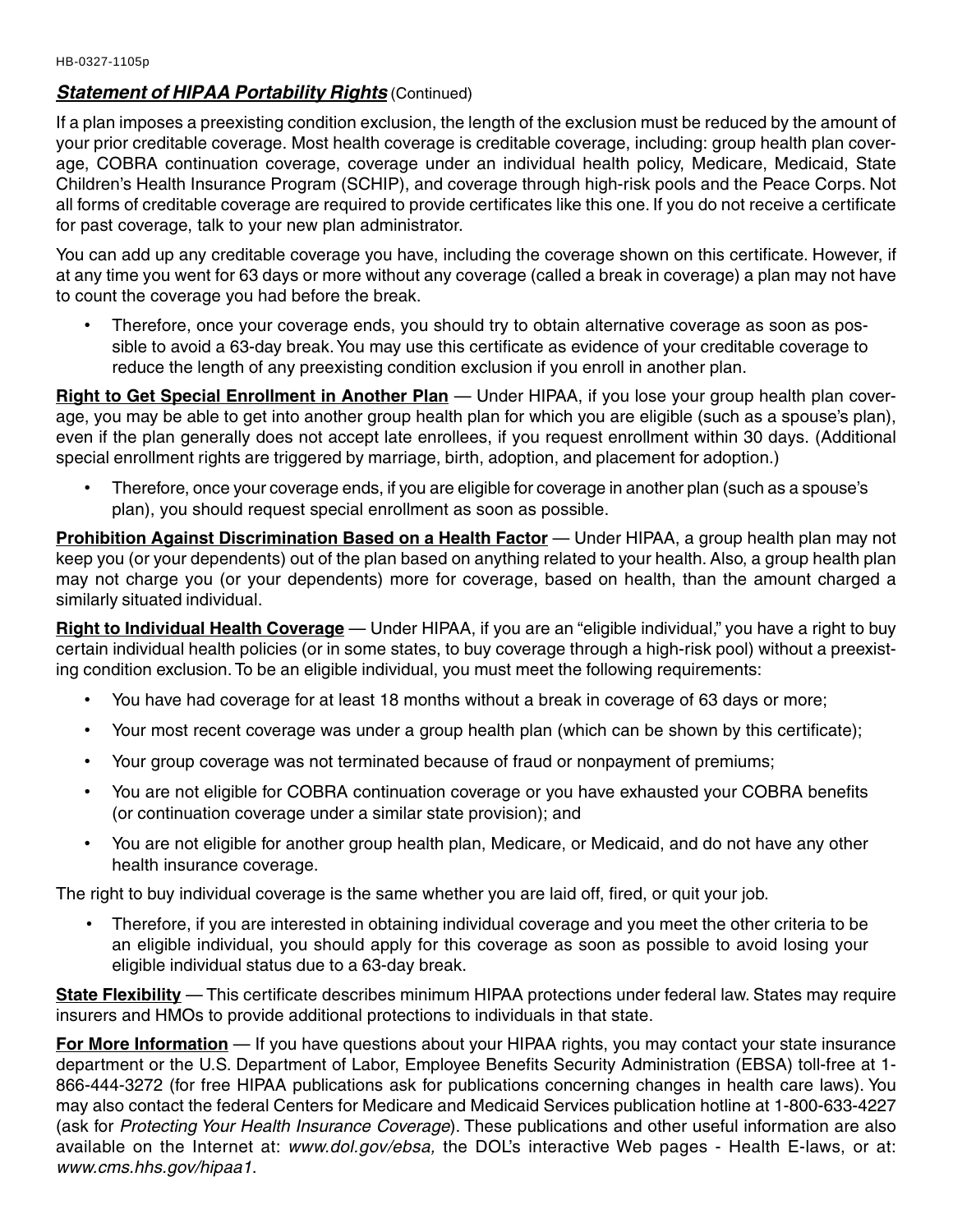## ***Statement of HIPAA Portability Rights*** (Continued)

If a plan imposes a preexisting condition exclusion, the length of the exclusion must be reduced by the amount of your prior creditable coverage. Most health coverage is creditable coverage, including: group health plan coverage, COBRA continuation coverage, coverage under an individual health policy, Medicare, Medicaid, State Children's Health Insurance Program (SCHIP), and coverage through high-risk pools and the Peace Corps. Not all forms of creditable coverage are required to provide certificates like this one. If you do not receive a certificate for past coverage, talk to your new plan administrator.

You can add up any creditable coverage you have, including the coverage shown on this certificate. However, if at any time you went for 63 days or more without any coverage (called a break in coverage) a plan may not have to count the coverage you had before the break.

- Therefore, once your coverage ends, you should try to obtain alternative coverage as soon as possible to avoid a 63-day break. You may use this certificate as evidence of your creditable coverage to reduce the length of any preexisting condition exclusion if you enroll in another plan.

**Right to Get Special Enrollment in Another Plan** — Under HIPAA, if you lose your group health plan coverage, you may be able to get into another group health plan for which you are eligible (such as a spouse's plan), even if the plan generally does not accept late enrollees, if you request enrollment within 30 days. (Additional special enrollment rights are triggered by marriage, birth, adoption, and placement for adoption.)

- Therefore, once your coverage ends, if you are eligible for coverage in another plan (such as a spouse's plan), you should request special enrollment as soon as possible.

**Prohibition Against Discrimination Based on a Health Factor** — Under HIPAA, a group health plan may not keep you (or your dependents) out of the plan based on anything related to your health. Also, a group health plan may not charge you (or your dependents) more for coverage, based on health, than the amount charged a similarly situated individual.

**Right to Individual Health Coverage** — Under HIPAA, if you are an "eligible individual," you have a right to buy certain individual health policies (or in some states, to buy coverage through a high-risk pool) without a preexisting condition exclusion. To be an eligible individual, you must meet the following requirements:

- You have had coverage for at least 18 months without a break in coverage of 63 days or more;
- Your most recent coverage was under a group health plan (which can be shown by this certificate);
- Your group coverage was not terminated because of fraud or nonpayment of premiums;
- You are not eligible for COBRA continuation coverage or you have exhausted your COBRA benefits (or continuation coverage under a similar state provision); and
- You are not eligible for another group health plan, Medicare, or Medicaid, and do not have any other health insurance coverage.

The right to buy individual coverage is the same whether you are laid off, fired, or quit your job.

- Therefore, if you are interested in obtaining individual coverage and you meet the other criteria to be an eligible individual, you should apply for this coverage as soon as possible to avoid losing your eligible individual status due to a 63-day break.

**State Flexibility** — This certificate describes minimum HIPAA protections under federal law. States may require insurers and HMOs to provide additional protections to individuals in that state.

**For More Information** — If you have questions about your HIPAA rights, you may contact your state insurance department or the U.S. Department of Labor, Employee Benefits Security Administration (EBSA) toll-free at 1-866-444-3272 (for free HIPAA publications ask for publications concerning changes in health care laws). You may also contact the federal Centers for Medicare and Medicaid Services publication hotline at 1-800-633-4227 (ask for *Protecting Your Health Insurance Coverage*). These publications and other useful information are also available on the Internet at: *www.dol.gov/ebsa,* the DOL's interactive Web pages - Health E-laws, or at: *www.cms.hhs.gov/hipaa1*.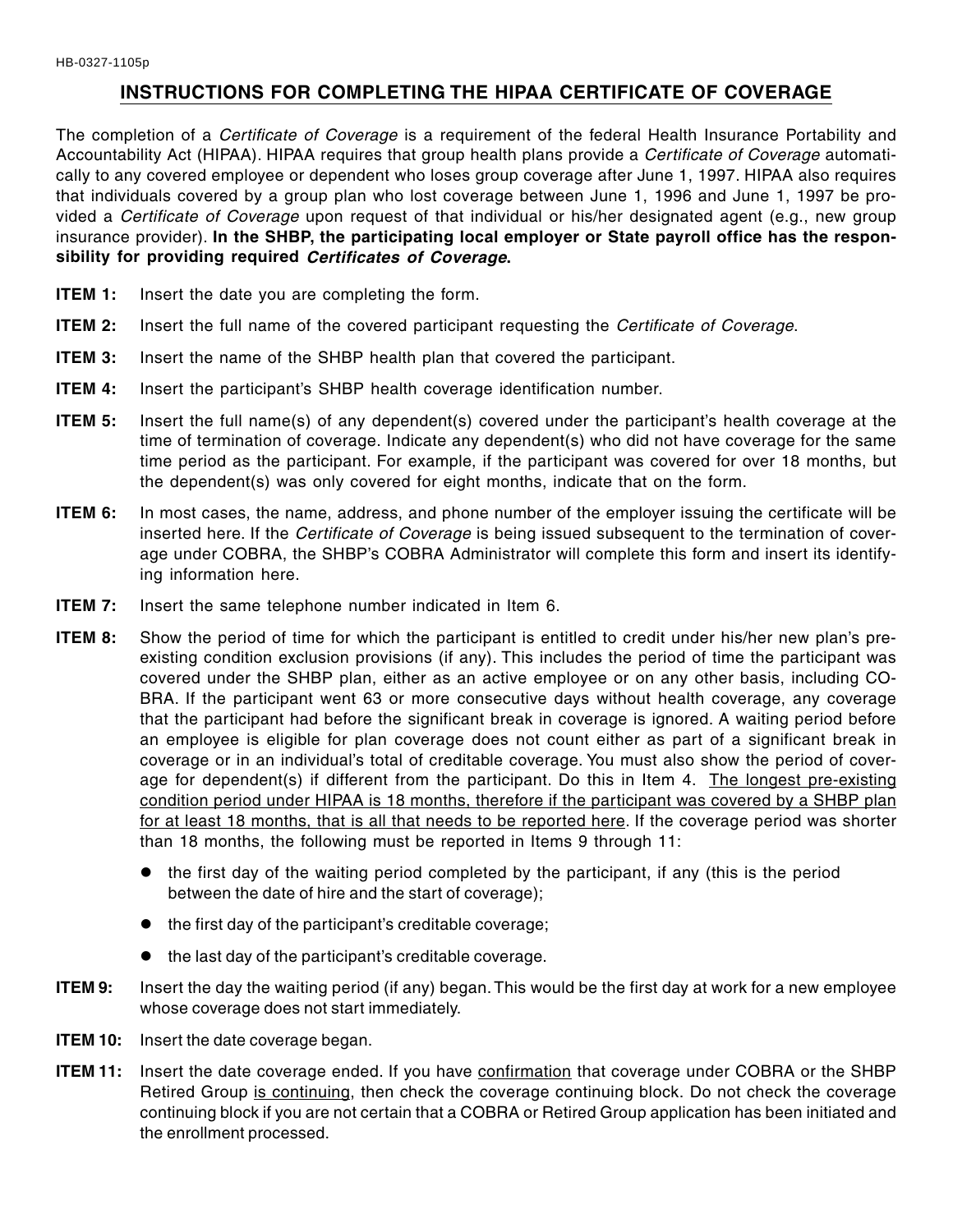HB-0327-1105p

## INSTRUCTIONS FOR COMPLETING THE HIPAA CERTIFICATE OF COVERAGE

The completion of a *Certificate of Coverage* is a requirement of the federal Health Insurance Portability and Accountability Act (HIPAA). HIPAA requires that group health plans provide a *Certificate of Coverage* automatically to any covered employee or dependent who loses group coverage after June 1, 1997. HIPAA also requires that individuals covered by a group plan who lost coverage between June 1, 1996 and June 1, 1997 be provided a *Certificate of Coverage* upon request of that individual or his/her designated agent (e.g., new group insurance provider). **In the SHBP, the participating local employer or State payroll office has the responsibility for providing required *Certificates of Coverage*.**

**ITEM 1:** Insert the date you are completing the form.

**ITEM 2:** Insert the full name of the covered participant requesting the *Certificate of Coverage*.

**ITEM 3:** Insert the name of the SHBP health plan that covered the participant.

**ITEM 4:** Insert the participant's SHBP health coverage identification number.

**ITEM 5:** Insert the full name(s) of any dependent(s) covered under the participant's health coverage at the time of termination of coverage. Indicate any dependent(s) who did not have coverage for the same time period as the participant. For example, if the participant was covered for over 18 months, but the dependent(s) was only covered for eight months, indicate that on the form.

**ITEM 6:** In most cases, the name, address, and phone number of the employer issuing the certificate will be inserted here. If the *Certificate of Coverage* is being issued subsequent to the termination of coverage under COBRA, the SHBP's COBRA Administrator will complete this form and insert its identifying information here.

**ITEM 7:** Insert the same telephone number indicated in Item 6.

**ITEM 8:** Show the period of time for which the participant is entitled to credit under his/her new plan's pre-existing condition exclusion provisions (if any). This includes the period of time the participant was covered under the SHBP plan, either as an active employee or on any other basis, including COBRA. If the participant went 63 or more consecutive days without health coverage, any coverage that the participant had before the significant break in coverage is ignored. A waiting period before an employee is eligible for plan coverage does not count either as part of a significant break in coverage or in an individual's total of creditable coverage. You must also show the period of coverage for dependent(s) if different from the participant. Do this in Item 4. <u>The longest pre-existing condition period under HIPAA is 18 months, therefore if the participant was covered by a SHBP plan for at least 18 months, that is all that needs to be reported here</u>. If the coverage period was shorter than 18 months, the following must be reported in Items 9 through 11:

- the first day of the waiting period completed by the participant, if any (this is the period between the date of hire and the start of coverage);
- the first day of the participant's creditable coverage;
- the last day of the participant's creditable coverage.

**ITEM 9:** Insert the day the waiting period (if any) began. This would be the first day at work for a new employee whose coverage does not start immediately.

**ITEM 10:** Insert the date coverage began.

**ITEM 11:** Insert the date coverage ended. If you have <u>confirmation</u> that coverage under COBRA or the SHBP Retired Group <u>is continuing</u>, then check the coverage continuing block. Do not check the coverage continuing block if you are not certain that a COBRA or Retired Group application has been initiated and the enrollment processed.